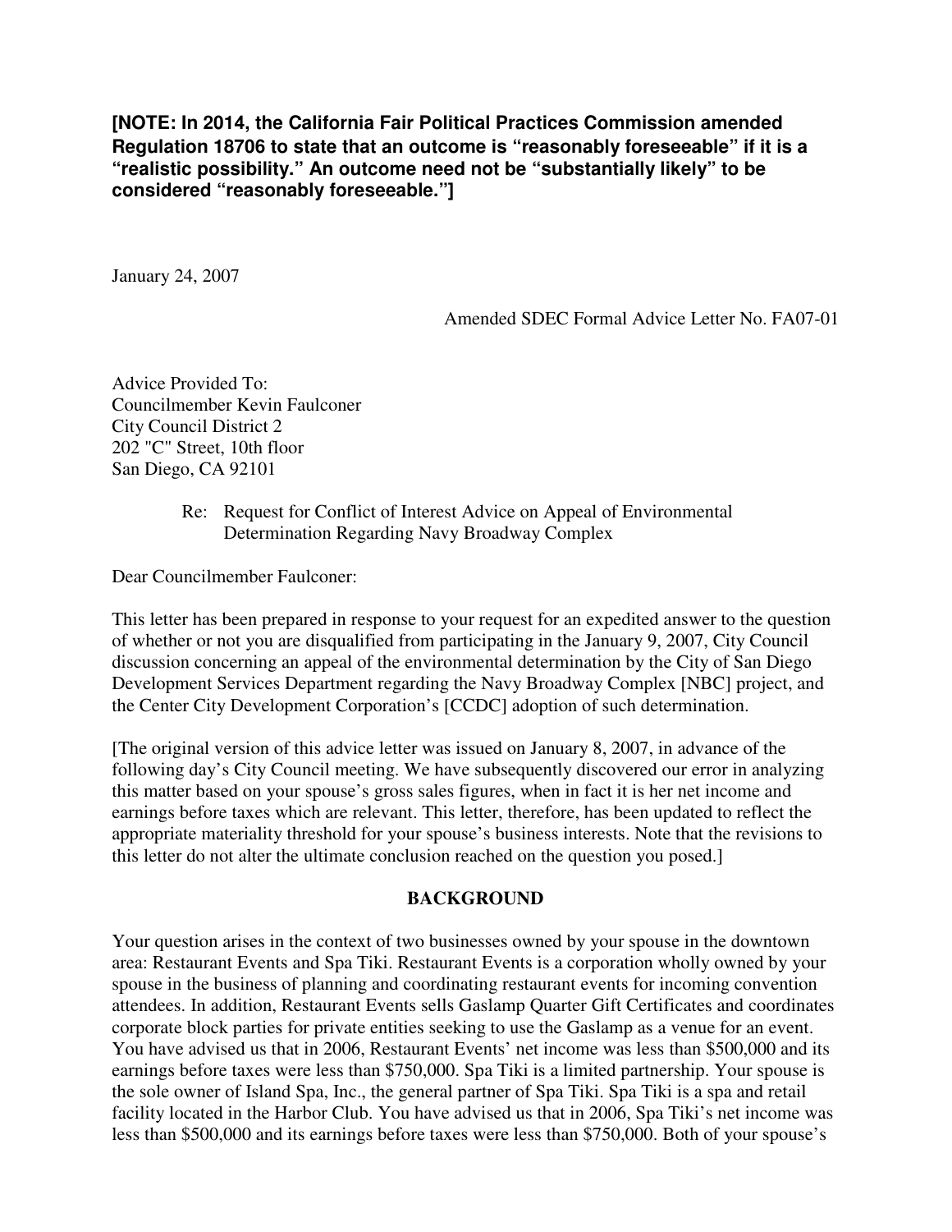**[NOTE: In 2014, the California Fair Political Practices Commission amended Regulation 18706 to state that an outcome is "reasonably foreseeable" if it is a "realistic possibility." An outcome need not be "substantially likely" to be considered "reasonably foreseeable."]**

January 24, 2007

Amended SDEC Formal Advice Letter No. FA07-01

Advice Provided To:
Councilmember Kevin Faulconer
City Council District 2
202 "C" Street, 10th floor
San Diego, CA 92101

Re: Request for Conflict of Interest Advice on Appeal of Environmental Determination Regarding Navy Broadway Complex

Dear Councilmember Faulconer:

This letter has been prepared in response to your request for an expedited answer to the question of whether or not you are disqualified from participating in the January 9, 2007, City Council discussion concerning an appeal of the environmental determination by the City of San Diego Development Services Department regarding the Navy Broadway Complex [NBC] project, and the Center City Development Corporation's [CCDC] adoption of such determination.

[The original version of this advice letter was issued on January 8, 2007, in advance of the following day's City Council meeting. We have subsequently discovered our error in analyzing this matter based on your spouse's gross sales figures, when in fact it is her net income and earnings before taxes which are relevant. This letter, therefore, has been updated to reflect the appropriate materiality threshold for your spouse's business interests. Note that the revisions to this letter do not alter the ultimate conclusion reached on the question you posed.]

## BACKGROUND

Your question arises in the context of two businesses owned by your spouse in the downtown area: Restaurant Events and Spa Tiki. Restaurant Events is a corporation wholly owned by your spouse in the business of planning and coordinating restaurant events for incoming convention attendees. In addition, Restaurant Events sells Gaslamp Quarter Gift Certificates and coordinates corporate block parties for private entities seeking to use the Gaslamp as a venue for an event. You have advised us that in 2006, Restaurant Events' net income was less than $500,000 and its earnings before taxes were less than $750,000. Spa Tiki is a limited partnership. Your spouse is the sole owner of Island Spa, Inc., the general partner of Spa Tiki. Spa Tiki is a spa and retail facility located in the Harbor Club. You have advised us that in 2006, Spa Tiki's net income was less than $500,000 and its earnings before taxes were less than $750,000. Both of your spouse's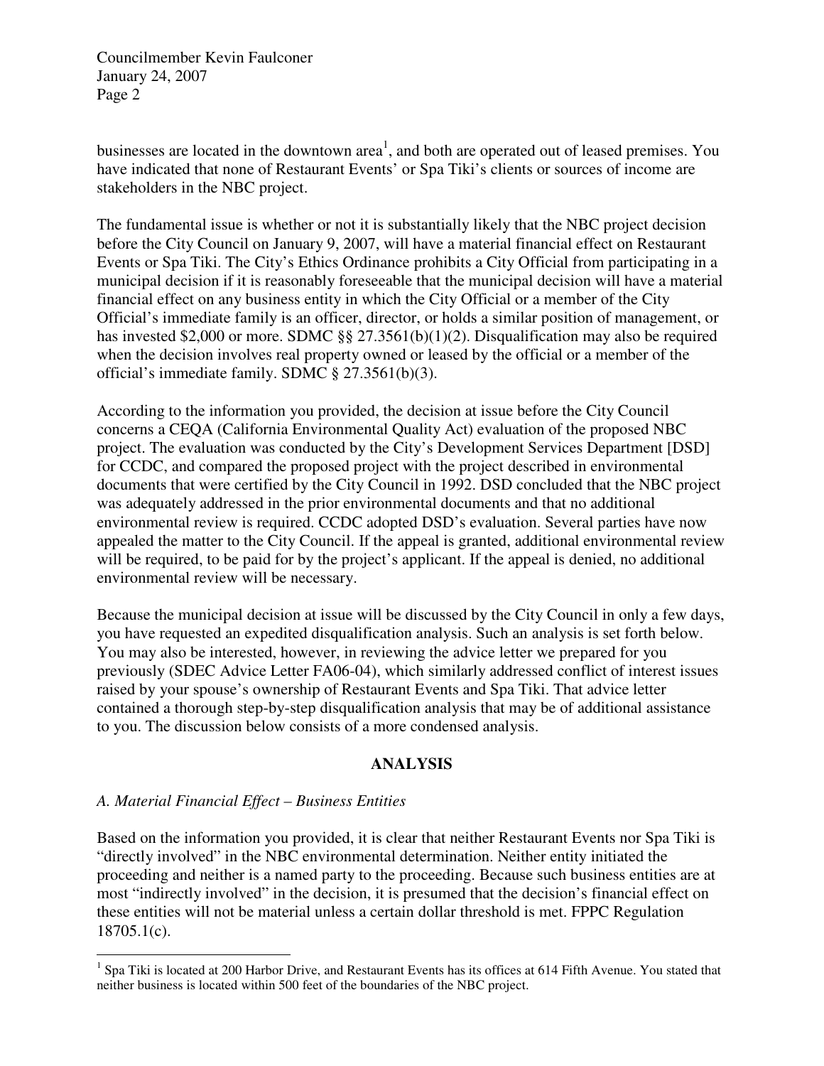businesses are located in the downtown area[1], and both are operated out of leased premises. You have indicated that none of Restaurant Events' or Spa Tiki's clients or sources of income are stakeholders in the NBC project.

The fundamental issue is whether or not it is substantially likely that the NBC project decision before the City Council on January 9, 2007, will have a material financial effect on Restaurant Events or Spa Tiki. The City's Ethics Ordinance prohibits a City Official from participating in a municipal decision if it is reasonably foreseeable that the municipal decision will have a material financial effect on any business entity in which the City Official or a member of the City Official's immediate family is an officer, director, or holds a similar position of management, or has invested $2,000 or more. SDMC §§ 27.3561(b)(1)(2). Disqualification may also be required when the decision involves real property owned or leased by the official or a member of the official's immediate family. SDMC § 27.3561(b)(3).

According to the information you provided, the decision at issue before the City Council concerns a CEQA (California Environmental Quality Act) evaluation of the proposed NBC project. The evaluation was conducted by the City's Development Services Department [DSD] for CCDC, and compared the proposed project with the project described in environmental documents that were certified by the City Council in 1992. DSD concluded that the NBC project was adequately addressed in the prior environmental documents and that no additional environmental review is required. CCDC adopted DSD's evaluation. Several parties have now appealed the matter to the City Council. If the appeal is granted, additional environmental review will be required, to be paid for by the project's applicant. If the appeal is denied, no additional environmental review will be necessary.

Because the municipal decision at issue will be discussed by the City Council in only a few days, you have requested an expedited disqualification analysis. Such an analysis is set forth below. You may also be interested, however, in reviewing the advice letter we prepared for you previously (SDEC Advice Letter FA06-04), which similarly addressed conflict of interest issues raised by your spouse's ownership of Restaurant Events and Spa Tiki. That advice letter contained a thorough step-by-step disqualification analysis that may be of additional assistance to you. The discussion below consists of a more condensed analysis.

## ANALYSIS

*A. Material Financial Effect – Business Entities*

Based on the information you provided, it is clear that neither Restaurant Events nor Spa Tiki is "directly involved" in the NBC environmental determination. Neither entity initiated the proceeding and neither is a named party to the proceeding. Because such business entities are at most "indirectly involved" in the decision, it is presumed that the decision's financial effect on these entities will not be material unless a certain dollar threshold is met. FPPC Regulation 18705.1(c).

---

[1] Spa Tiki is located at 200 Harbor Drive, and Restaurant Events has its offices at 614 Fifth Avenue. You stated that neither business is located within 500 feet of the boundaries of the NBC project.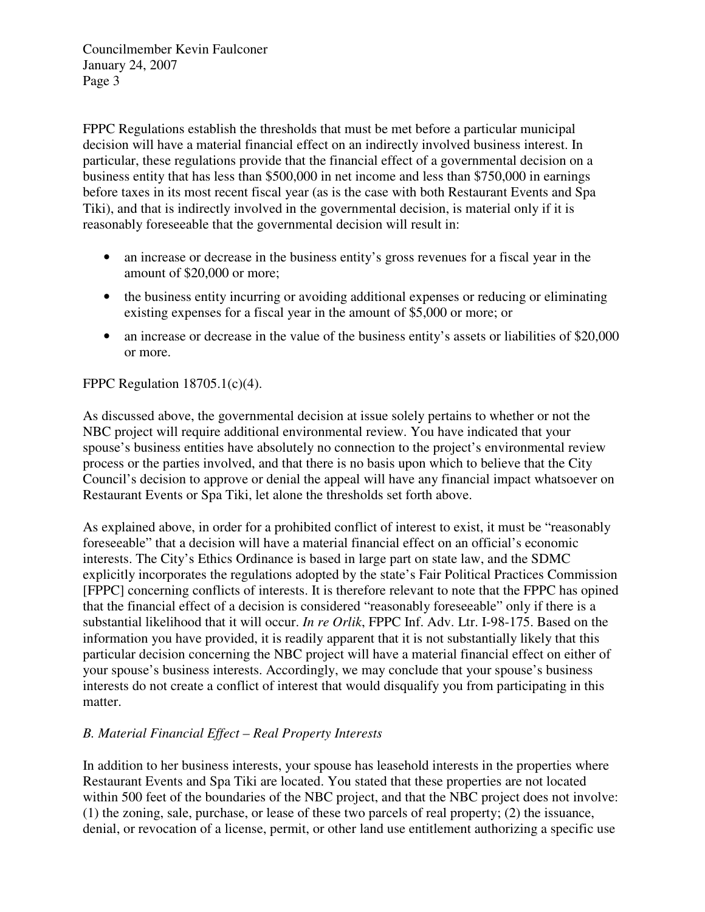FPPC Regulations establish the thresholds that must be met before a particular municipal decision will have a material financial effect on an indirectly involved business interest. In particular, these regulations provide that the financial effect of a governmental decision on a business entity that has less than $500,000 in net income and less than $750,000 in earnings before taxes in its most recent fiscal year (as is the case with both Restaurant Events and Spa Tiki), and that is indirectly involved in the governmental decision, is material only if it is reasonably foreseeable that the governmental decision will result in:

- an increase or decrease in the business entity's gross revenues for a fiscal year in the amount of $20,000 or more;
- the business entity incurring or avoiding additional expenses or reducing or eliminating existing expenses for a fiscal year in the amount of $5,000 or more; or
- an increase or decrease in the value of the business entity's assets or liabilities of $20,000 or more.

FPPC Regulation 18705.1(c)(4).

As discussed above, the governmental decision at issue solely pertains to whether or not the NBC project will require additional environmental review. You have indicated that your spouse's business entities have absolutely no connection to the project's environmental review process or the parties involved, and that there is no basis upon which to believe that the City Council's decision to approve or denial the appeal will have any financial impact whatsoever on Restaurant Events or Spa Tiki, let alone the thresholds set forth above.

As explained above, in order for a prohibited conflict of interest to exist, it must be "reasonably foreseeable" that a decision will have a material financial effect on an official's economic interests. The City's Ethics Ordinance is based in large part on state law, and the SDMC explicitly incorporates the regulations adopted by the state's Fair Political Practices Commission [FPPC] concerning conflicts of interests. It is therefore relevant to note that the FPPC has opined that the financial effect of a decision is considered "reasonably foreseeable" only if there is a substantial likelihood that it will occur. *In re Orlik*, FPPC Inf. Adv. Ltr. I-98-175. Based on the information you have provided, it is readily apparent that it is not substantially likely that this particular decision concerning the NBC project will have a material financial effect on either of your spouse's business interests. Accordingly, we may conclude that your spouse's business interests do not create a conflict of interest that would disqualify you from participating in this matter.

*B. Material Financial Effect – Real Property Interests*

In addition to her business interests, your spouse has leasehold interests in the properties where Restaurant Events and Spa Tiki are located. You stated that these properties are not located within 500 feet of the boundaries of the NBC project, and that the NBC project does not involve: (1) the zoning, sale, purchase, or lease of these two parcels of real property; (2) the issuance, denial, or revocation of a license, permit, or other land use entitlement authorizing a specific use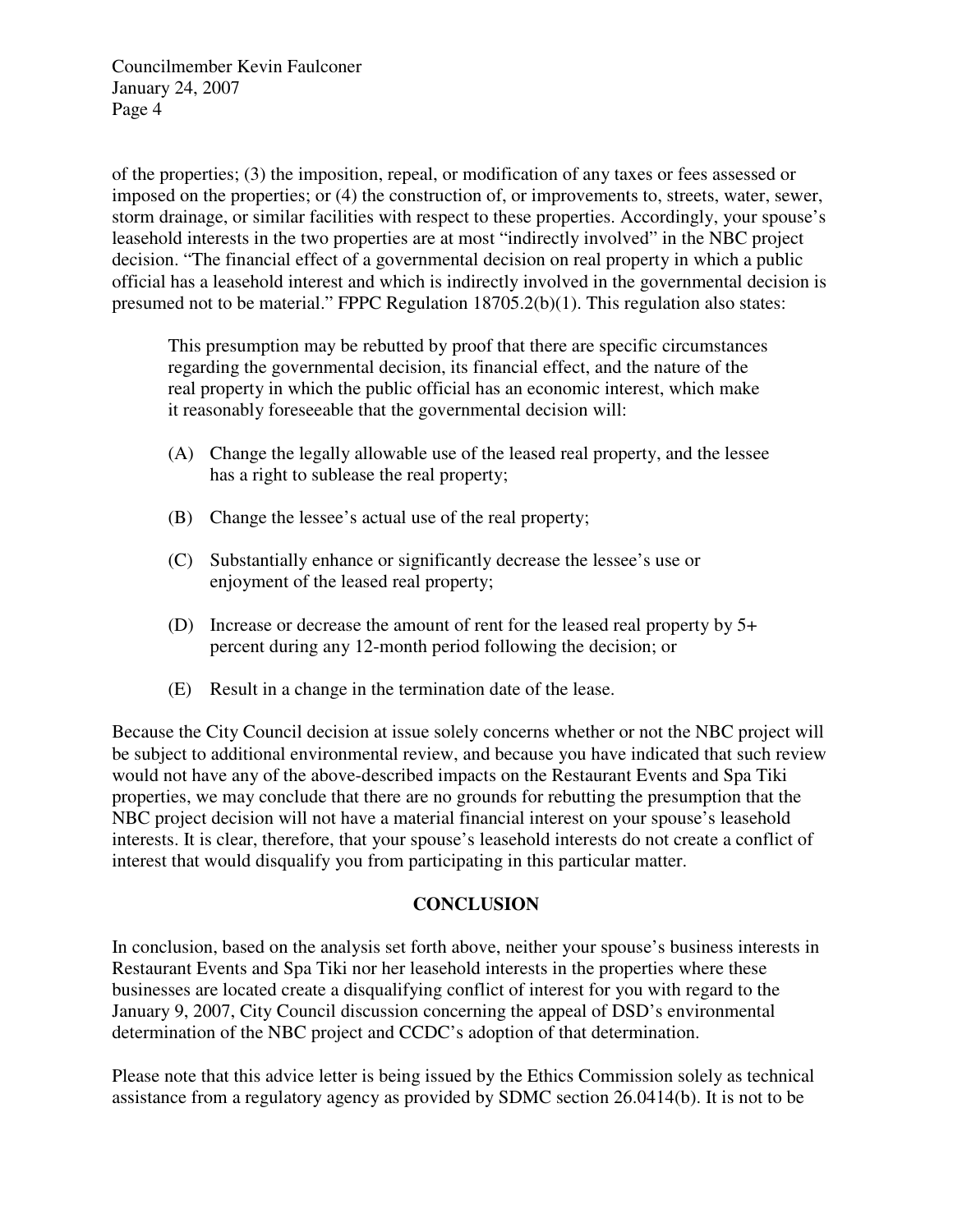of the properties; (3) the imposition, repeal, or modification of any taxes or fees assessed or imposed on the properties; or (4) the construction of, or improvements to, streets, water, sewer, storm drainage, or similar facilities with respect to these properties. Accordingly, your spouse's leasehold interests in the two properties are at most "indirectly involved" in the NBC project decision. "The financial effect of a governmental decision on real property in which a public official has a leasehold interest and which is indirectly involved in the governmental decision is presumed not to be material." FPPC Regulation 18705.2(b)(1). This regulation also states:

> This presumption may be rebutted by proof that there are specific circumstances regarding the governmental decision, its financial effect, and the nature of the real property in which the public official has an economic interest, which make it reasonably foreseeable that the governmental decision will:
>
> (A) Change the legally allowable use of the leased real property, and the lessee has a right to sublease the real property;
>
> (B) Change the lessee's actual use of the real property;
>
> (C) Substantially enhance or significantly decrease the lessee's use or enjoyment of the leased real property;
>
> (D) Increase or decrease the amount of rent for the leased real property by 5+ percent during any 12-month period following the decision; or
>
> (E) Result in a change in the termination date of the lease.

Because the City Council decision at issue solely concerns whether or not the NBC project will be subject to additional environmental review, and because you have indicated that such review would not have any of the above-described impacts on the Restaurant Events and Spa Tiki properties, we may conclude that there are no grounds for rebutting the presumption that the NBC project decision will not have a material financial interest on your spouse's leasehold interests. It is clear, therefore, that your spouse's leasehold interests do not create a conflict of interest that would disqualify you from participating in this particular matter.

## CONCLUSION

In conclusion, based on the analysis set forth above, neither your spouse's business interests in Restaurant Events and Spa Tiki nor her leasehold interests in the properties where these businesses are located create a disqualifying conflict of interest for you with regard to the January 9, 2007, City Council discussion concerning the appeal of DSD's environmental determination of the NBC project and CCDC's adoption of that determination.

Please note that this advice letter is being issued by the Ethics Commission solely as technical assistance from a regulatory agency as provided by SDMC section 26.0414(b). It is not to be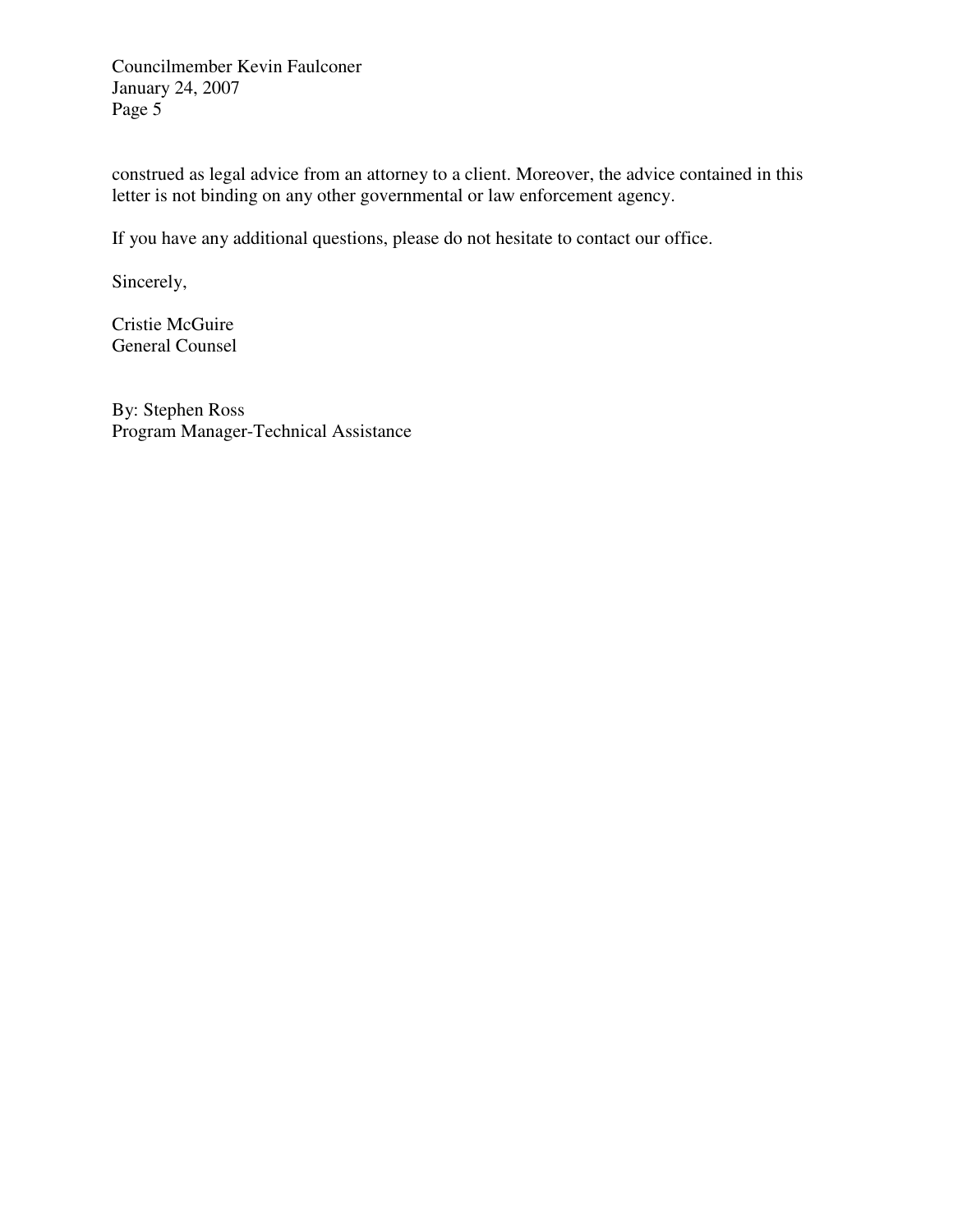construed as legal advice from an attorney to a client. Moreover, the advice contained in this letter is not binding on any other governmental or law enforcement agency.

If you have any additional questions, please do not hesitate to contact our office.

Sincerely,

Cristie McGuire
General Counsel

By: Stephen Ross
Program Manager-Technical Assistance